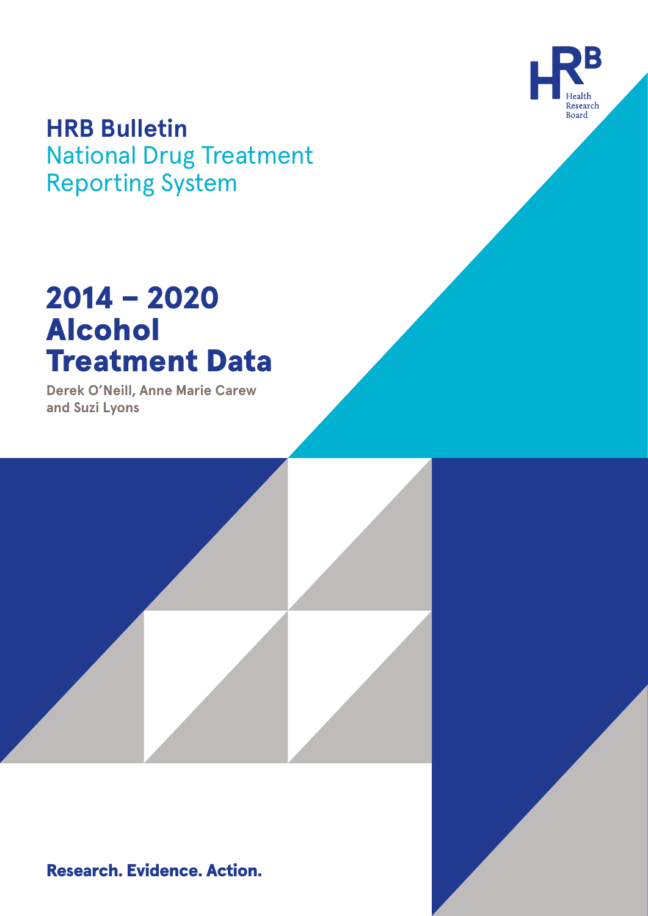HRB Health Research Board

# HRB Bulletin

National Drug Treatment Reporting System

# 2014 – 2020 Alcohol Treatment Data

**Derek O'Neill, Anne Marie Carew and Suzi Lyons**

**Research. Evidence. Action.**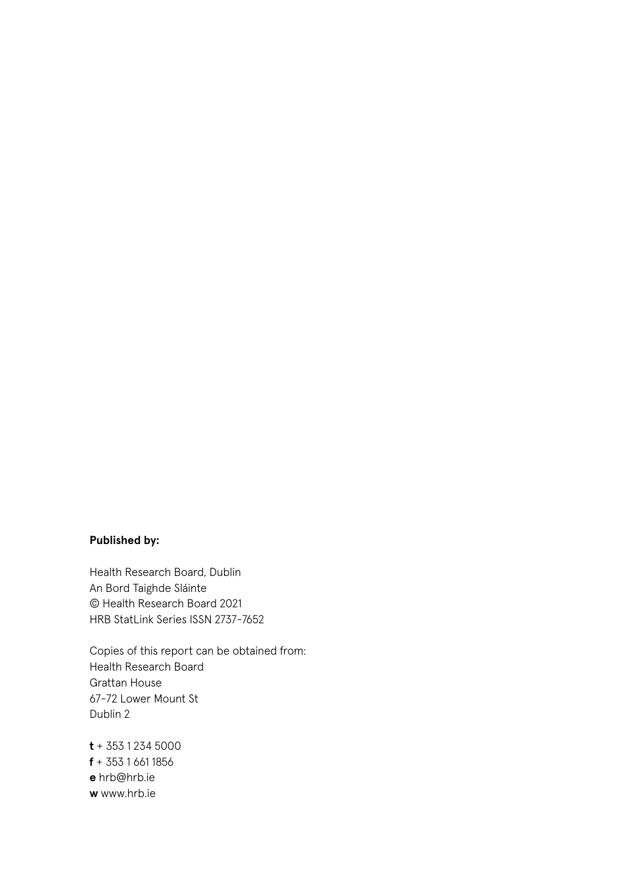**Published by:**

Health Research Board, Dublin
An Bord Taighde Sláinte
© Health Research Board 2021
HRB StatLink Series ISSN 2737-7652

Copies of this report can be obtained from:
Health Research Board
Grattan House
67-72 Lower Mount St
Dublin 2

**t** + 353 1 234 5000
**f** + 353 1 661 1856
**e** hrb@hrb.ie
**w** www.hrb.ie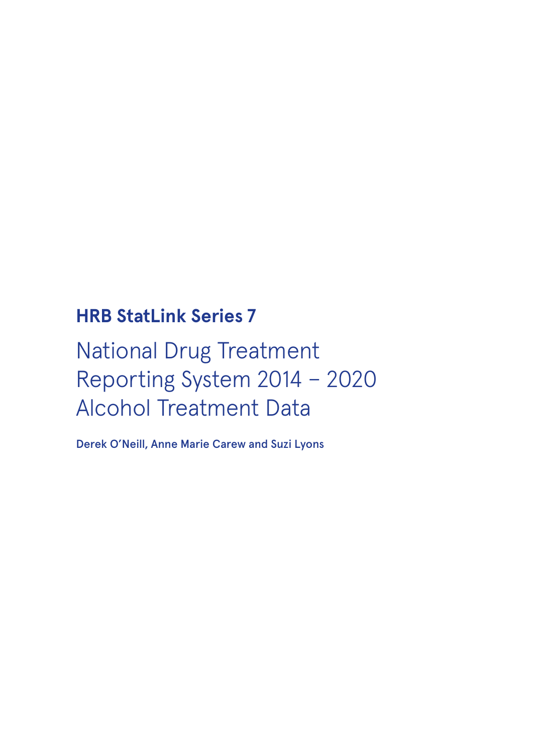**HRB StatLink Series 7**

# National Drug Treatment Reporting System 2014 – 2020 Alcohol Treatment Data

**Derek O'Neill, Anne Marie Carew and Suzi Lyons**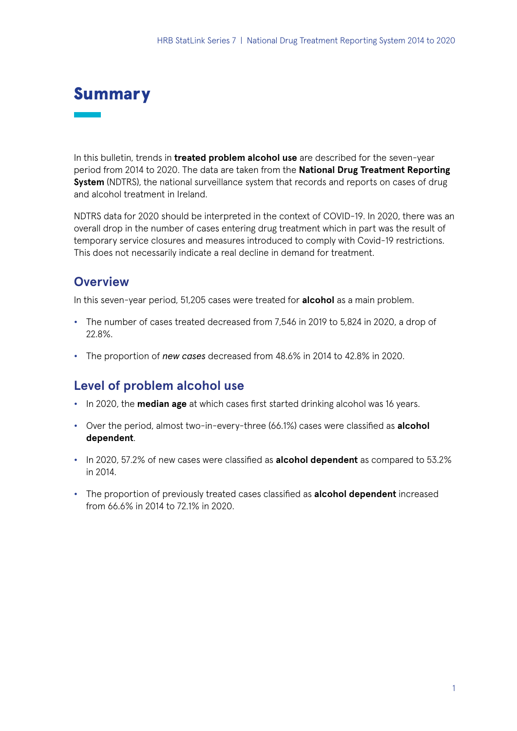# Summary

In this bulletin, trends in **treated problem alcohol use** are described for the seven-year period from 2014 to 2020. The data are taken from the **National Drug Treatment Reporting System** (NDTRS), the national surveillance system that records and reports on cases of drug and alcohol treatment in Ireland.

NDTRS data for 2020 should be interpreted in the context of COVID-19. In 2020, there was an overall drop in the number of cases entering drug treatment which in part was the result of temporary service closures and measures introduced to comply with Covid-19 restrictions. This does not necessarily indicate a real decline in demand for treatment.

## Overview

In this seven-year period, 51,205 cases were treated for **alcohol** as a main problem.

- The number of cases treated decreased from 7,546 in 2019 to 5,824 in 2020, a drop of 22.8%.
- The proportion of *new cases* decreased from 48.6% in 2014 to 42.8% in 2020.

## Level of problem alcohol use

- In 2020, the **median age** at which cases first started drinking alcohol was 16 years.
- Over the period, almost two-in-every-three (66.1%) cases were classified as **alcohol dependent**.
- In 2020, 57.2% of new cases were classified as **alcohol dependent** as compared to 53.2% in 2014.
- The proportion of previously treated cases classified as **alcohol dependent** increased from 66.6% in 2014 to 72.1% in 2020.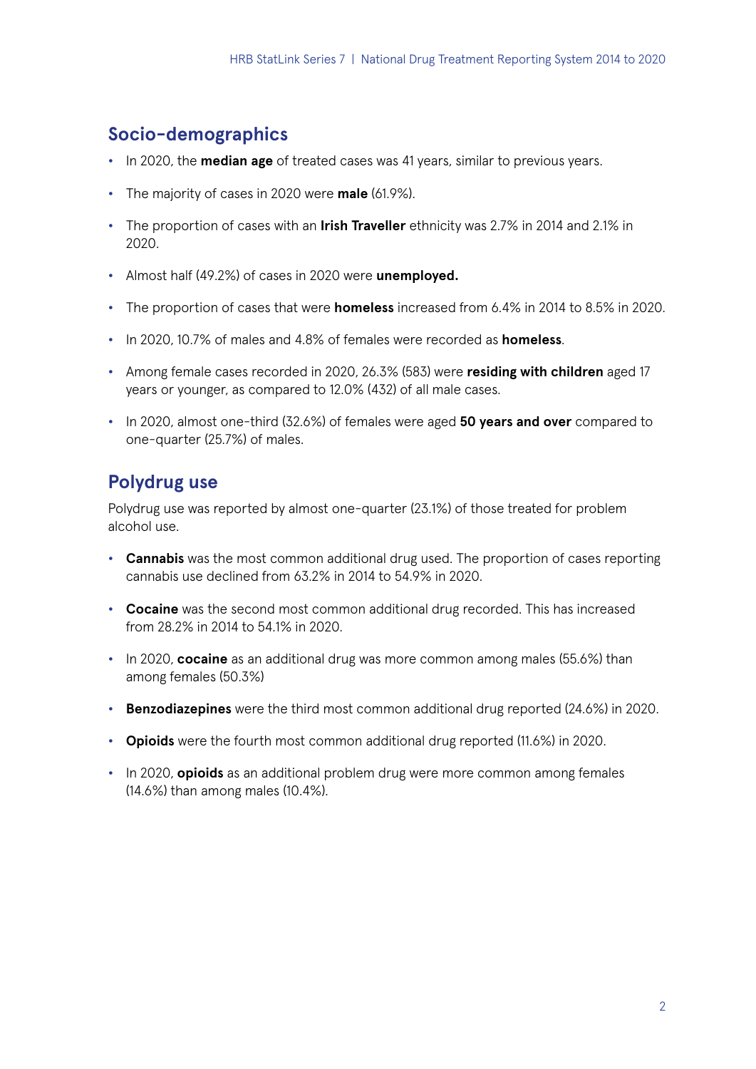## Socio-demographics

- In 2020, the **median age** of treated cases was 41 years, similar to previous years.
- The majority of cases in 2020 were **male** (61.9%).
- The proportion of cases with an **Irish Traveller** ethnicity was 2.7% in 2014 and 2.1% in 2020.
- Almost half (49.2%) of cases in 2020 were **unemployed.**
- The proportion of cases that were **homeless** increased from 6.4% in 2014 to 8.5% in 2020.
- In 2020, 10.7% of males and 4.8% of females were recorded as **homeless**.
- Among female cases recorded in 2020, 26.3% (583) were **residing with children** aged 17 years or younger, as compared to 12.0% (432) of all male cases.
- In 2020, almost one-third (32.6%) of females were aged **50 years and over** compared to one-quarter (25.7%) of males.

## Polydrug use

Polydrug use was reported by almost one-quarter (23.1%) of those treated for problem alcohol use.

- **Cannabis** was the most common additional drug used. The proportion of cases reporting cannabis use declined from 63.2% in 2014 to 54.9% in 2020.
- **Cocaine** was the second most common additional drug recorded. This has increased from 28.2% in 2014 to 54.1% in 2020.
- In 2020, **cocaine** as an additional drug was more common among males (55.6%) than among females (50.3%)
- **Benzodiazepines** were the third most common additional drug reported (24.6%) in 2020.
- **Opioids** were the fourth most common additional drug reported (11.6%) in 2020.
- In 2020, **opioids** as an additional problem drug were more common among females (14.6%) than among males (10.4%).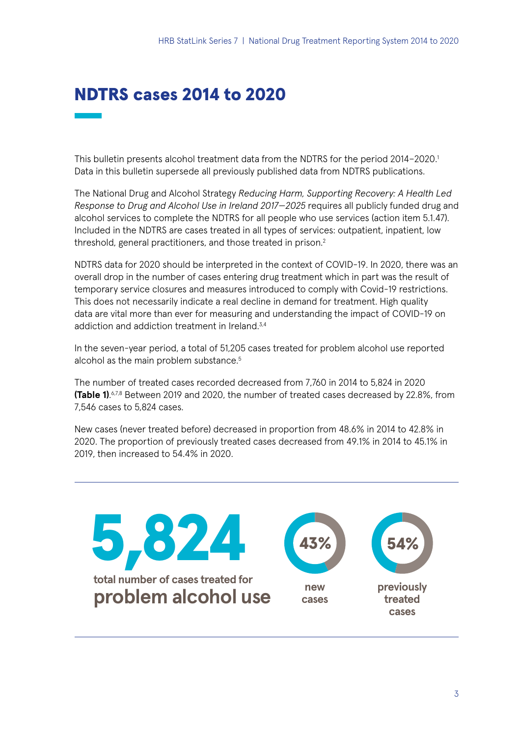# NDTRS cases 2014 to 2020

This bulletin presents alcohol treatment data from the NDTRS for the period 2014–2020.[1] Data in this bulletin supersede all previously published data from NDTRS publications.

The National Drug and Alcohol Strategy *Reducing Harm, Supporting Recovery: A Health Led Response to Drug and Alcohol Use in Ireland 2017—2025* requires all publicly funded drug and alcohol services to complete the NDTRS for all people who use services (action item 5.1.47). Included in the NDTRS are cases treated in all types of services: outpatient, inpatient, low threshold, general practitioners, and those treated in prison.[2]

NDTRS data for 2020 should be interpreted in the context of COVID-19. In 2020, there was an overall drop in the number of cases entering drug treatment which in part was the result of temporary service closures and measures introduced to comply with Covid-19 restrictions. This does not necessarily indicate a real decline in demand for treatment. High quality data are vital more than ever for measuring and understanding the impact of COVID-19 on addiction and addiction treatment in Ireland.[3,4]

In the seven-year period, a total of 51,205 cases treated for problem alcohol use reported alcohol as the main problem substance.[5]

The number of treated cases recorded decreased from 7,760 in 2014 to 5,824 in 2020 **(Table 1)**.[6,7,8] Between 2019 and 2020, the number of treated cases decreased by 22.8%, from 7,546 cases to 5,824 cases.

New cases (never treated before) decreased in proportion from 48.6% in 2014 to 42.8% in 2020. The proportion of previously treated cases decreased from 49.1% in 2014 to 45.1% in 2019, then increased to 54.4% in 2020.

**5,824** total number of cases treated for **problem alcohol use**

**43%** new cases

**54%** previously treated cases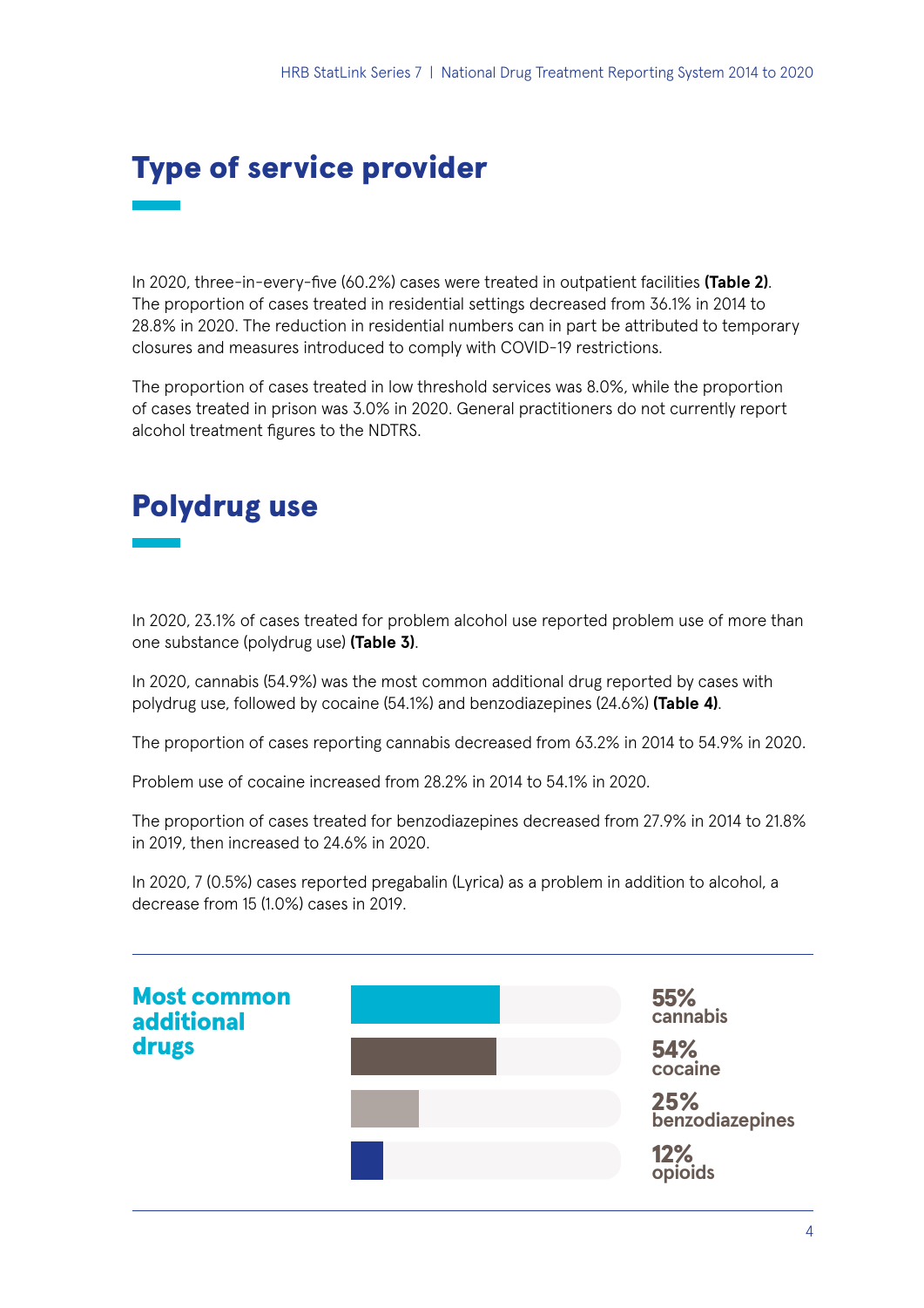## Type of service provider

In 2020, three-in-every-five (60.2%) cases were treated in outpatient facilities **(Table 2)**. The proportion of cases treated in residential settings decreased from 36.1% in 2014 to 28.8% in 2020. The reduction in residential numbers can in part be attributed to temporary closures and measures introduced to comply with COVID-19 restrictions.

The proportion of cases treated in low threshold services was 8.0%, while the proportion of cases treated in prison was 3.0% in 2020. General practitioners do not currently report alcohol treatment figures to the NDTRS.

## Polydrug use

In 2020, 23.1% of cases treated for problem alcohol use reported problem use of more than one substance (polydrug use) **(Table 3)**.

In 2020, cannabis (54.9%) was the most common additional drug reported by cases with polydrug use, followed by cocaine (54.1%) and benzodiazepines (24.6%) **(Table 4)**.

The proportion of cases reporting cannabis decreased from 63.2% in 2014 to 54.9% in 2020.

Problem use of cocaine increased from 28.2% in 2014 to 54.1% in 2020.

The proportion of cases treated for benzodiazepines decreased from 27.9% in 2014 to 21.8% in 2019, then increased to 24.6% in 2020.

In 2020, 7 (0.5%) cases reported pregabalin (Lyrica) as a problem in addition to alcohol, a decrease from 15 (1.0%) cases in 2019.

**Most common additional drugs**

- **55%** cannabis
- **54%** cocaine
- **25%** benzodiazepines
- **12%** opioids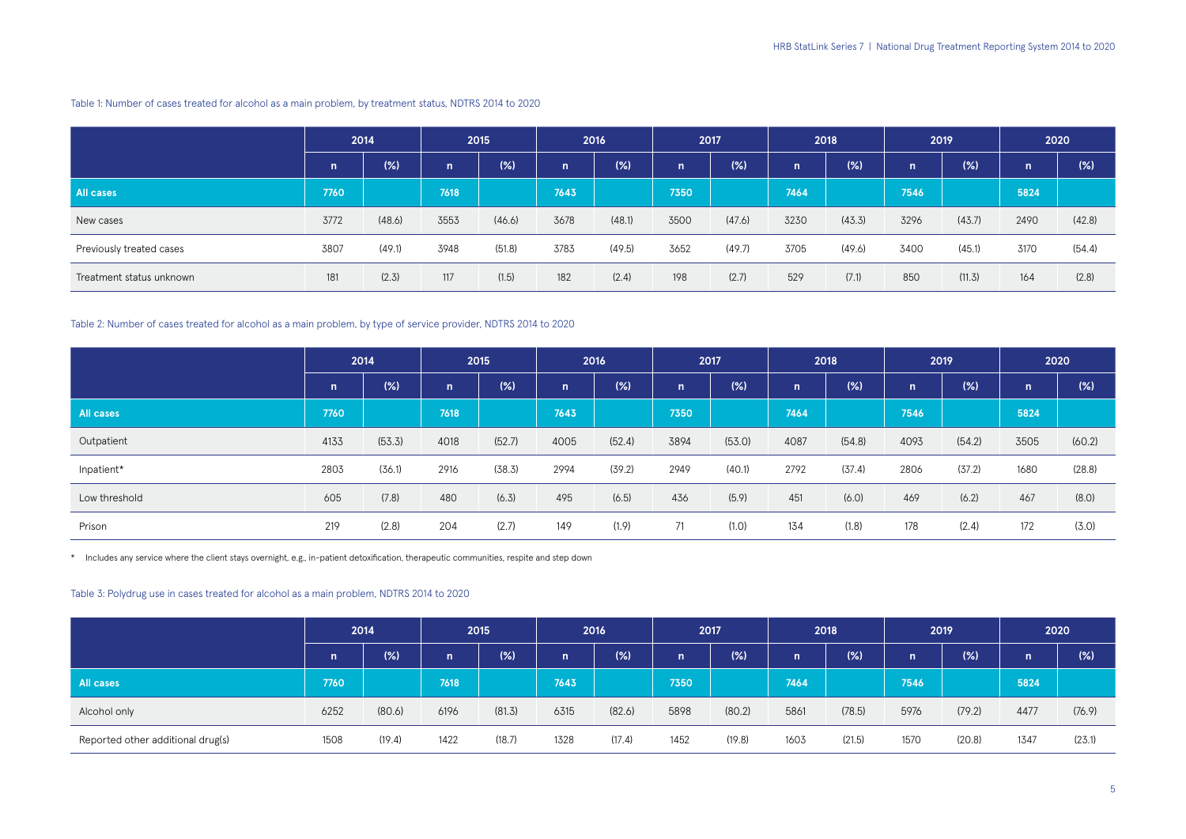Table 1: Number of cases treated for alcohol as a main problem, by treatment status, NDTRS 2014 to 2020

| | 2014 | | 2015 | | 2016 | | 2017 | | 2018 | | 2019 | | 2020 | |
|---|---|---|---|---|---|---|---|---|---|---|---|---|---|---|
| | n | (%) | n | (%) | n | (%) | n | (%) | n | (%) | n | (%) | n | (%) |
| **All cases** | **7760** | | **7618** | | **7643** | | **7350** | | **7464** | | **7546** | | **5824** | |
| New cases | 3772 | (48.6) | 3553 | (46.6) | 3678 | (48.1) | 3500 | (47.6) | 3230 | (43.3) | 3296 | (43.7) | 2490 | (42.8) |
| Previously treated cases | 3807 | (49.1) | 3948 | (51.8) | 3783 | (49.5) | 3652 | (49.7) | 3705 | (49.6) | 3400 | (45.1) | 3170 | (54.4) |
| Treatment status unknown | 181 | (2.3) | 117 | (1.5) | 182 | (2.4) | 198 | (2.7) | 529 | (7.1) | 850 | (11.3) | 164 | (2.8) |

Table 2: Number of cases treated for alcohol as a main problem, by type of service provider, NDTRS 2014 to 2020

| | 2014 | | 2015 | | 2016 | | 2017 | | 2018 | | 2019 | | 2020 | |
|---|---|---|---|---|---|---|---|---|---|---|---|---|---|---|
| | n | (%) | n | (%) | n | (%) | n | (%) | n | (%) | n | (%) | n | (%) |
| **All cases** | **7760** | | **7618** | | **7643** | | **7350** | | **7464** | | **7546** | | **5824** | |
| Outpatient | 4133 | (53.3) | 4018 | (52.7) | 4005 | (52.4) | 3894 | (53.0) | 4087 | (54.8) | 4093 | (54.2) | 3505 | (60.2) |
| Inpatient* | 2803 | (36.1) | 2916 | (38.3) | 2994 | (39.2) | 2949 | (40.1) | 2792 | (37.4) | 2806 | (37.2) | 1680 | (28.8) |
| Low threshold | 605 | (7.8) | 480 | (6.3) | 495 | (6.5) | 436 | (5.9) | 451 | (6.0) | 469 | (6.2) | 467 | (8.0) |
| Prison | 219 | (2.8) | 204 | (2.7) | 149 | (1.9) | 71 | (1.0) | 134 | (1.8) | 178 | (2.4) | 172 | (3.0) |

\* Includes any service where the client stays overnight, e.g., in-patient detoxification, therapeutic communities, respite and step down

Table 3: Polydrug use in cases treated for alcohol as a main problem, NDTRS 2014 to 2020

| | 2014 | | 2015 | | 2016 | | 2017 | | 2018 | | 2019 | | 2020 | |
|---|---|---|---|---|---|---|---|---|---|---|---|---|---|---|
| | n | (%) | n | (%) | n | (%) | n | (%) | n | (%) | n | (%) | n | (%) |
| **All cases** | **7760** | | **7618** | | **7643** | | **7350** | | **7464** | | **7546** | | **5824** | |
| Alcohol only | 6252 | (80.6) | 6196 | (81.3) | 6315 | (82.6) | 5898 | (80.2) | 5861 | (78.5) | 5976 | (79.2) | 4477 | (76.9) |
| Reported other additional drug(s) | 1508 | (19.4) | 1422 | (18.7) | 1328 | (17.4) | 1452 | (19.8) | 1603 | (21.5) | 1570 | (20.8) | 1347 | (23.1) |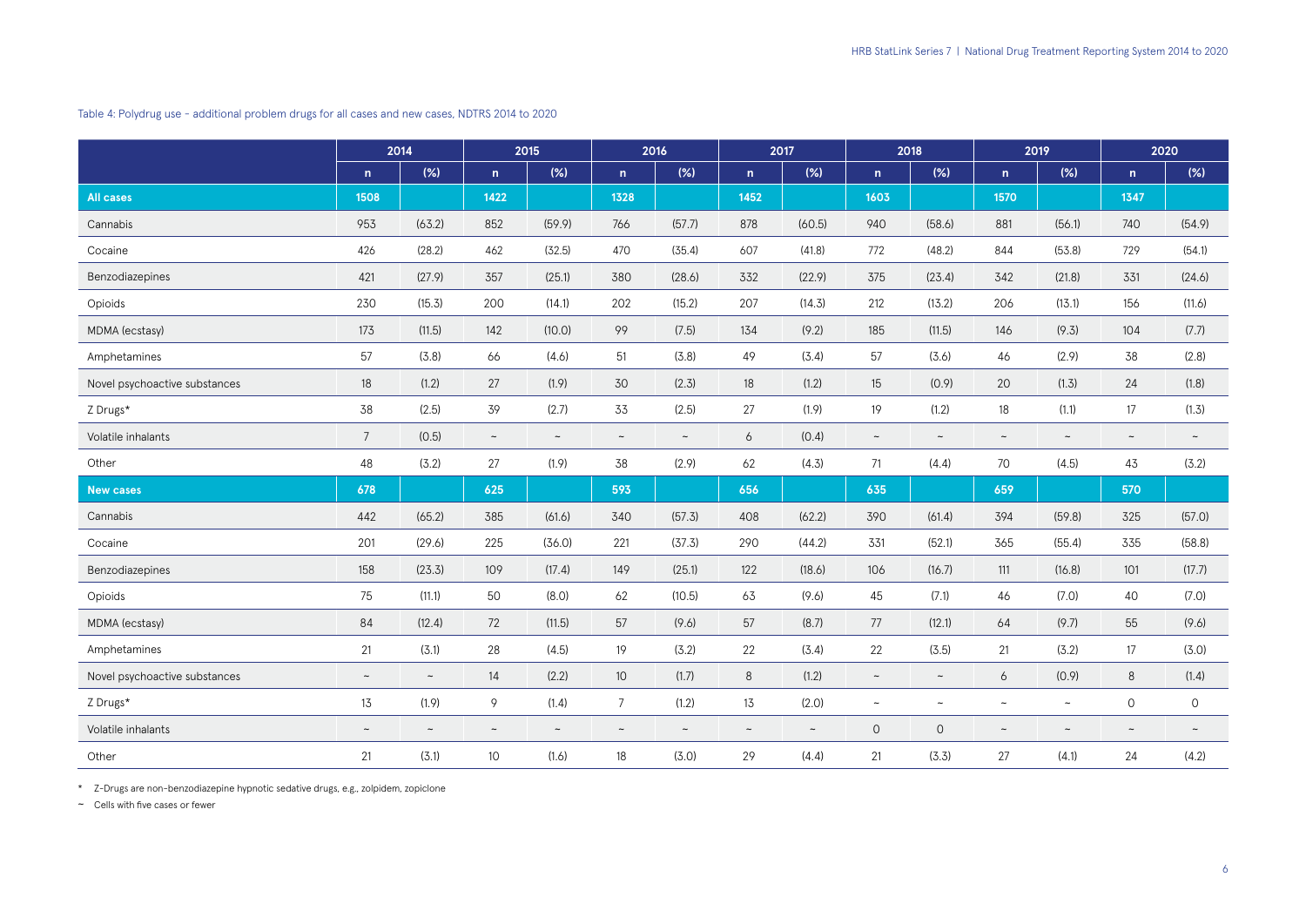Table 4: Polydrug use – additional problem drugs for all cases and new cases, NDTRS 2014 to 2020

| | 2014 | | 2015 | | 2016 | | 2017 | | 2018 | | 2019 | | 2020 | |
|---|---|---|---|---|---|---|---|---|---|---|---|---|---|---|
| | n | (%) | n | (%) | n | (%) | n | (%) | n | (%) | n | (%) | n | (%) |
| **All cases** | **1508** | | **1422** | | **1328** | | **1452** | | **1603** | | **1570** | | **1347** | |
| Cannabis | 953 | (63.2) | 852 | (59.9) | 766 | (57.7) | 878 | (60.5) | 940 | (58.6) | 881 | (56.1) | 740 | (54.9) |
| Cocaine | 426 | (28.2) | 462 | (32.5) | 470 | (35.4) | 607 | (41.8) | 772 | (48.2) | 844 | (53.8) | 729 | (54.1) |
| Benzodiazepines | 421 | (27.9) | 357 | (25.1) | 380 | (28.6) | 332 | (22.9) | 375 | (23.4) | 342 | (21.8) | 331 | (24.6) |
| Opioids | 230 | (15.3) | 200 | (14.1) | 202 | (15.2) | 207 | (14.3) | 212 | (13.2) | 206 | (13.1) | 156 | (11.6) |
| MDMA (ecstasy) | 173 | (11.5) | 142 | (10.0) | 99 | (7.5) | 134 | (9.2) | 185 | (11.5) | 146 | (9.3) | 104 | (7.7) |
| Amphetamines | 57 | (3.8) | 66 | (4.6) | 51 | (3.8) | 49 | (3.4) | 57 | (3.6) | 46 | (2.9) | 38 | (2.8) |
| Novel psychoactive substances | 18 | (1.2) | 27 | (1.9) | 30 | (2.3) | 18 | (1.2) | 15 | (0.9) | 20 | (1.3) | 24 | (1.8) |
| Z Drugs* | 38 | (2.5) | 39 | (2.7) | 33 | (2.5) | 27 | (1.9) | 19 | (1.2) | 18 | (1.1) | 17 | (1.3) |
| Volatile inhalants | 7 | (0.5) | ~ | ~ | ~ | ~ | 6 | (0.4) | ~ | ~ | ~ | ~ | ~ | ~ |
| Other | 48 | (3.2) | 27 | (1.9) | 38 | (2.9) | 62 | (4.3) | 71 | (4.4) | 70 | (4.5) | 43 | (3.2) |
| **New cases** | **678** | | **625** | | **593** | | **656** | | **635** | | **659** | | **570** | |
| Cannabis | 442 | (65.2) | 385 | (61.6) | 340 | (57.3) | 408 | (62.2) | 390 | (61.4) | 394 | (59.8) | 325 | (57.0) |
| Cocaine | 201 | (29.6) | 225 | (36.0) | 221 | (37.3) | 290 | (44.2) | 331 | (52.1) | 365 | (55.4) | 335 | (58.8) |
| Benzodiazepines | 158 | (23.3) | 109 | (17.4) | 149 | (25.1) | 122 | (18.6) | 106 | (16.7) | 111 | (16.8) | 101 | (17.7) |
| Opioids | 75 | (11.1) | 50 | (8.0) | 62 | (10.5) | 63 | (9.6) | 45 | (7.1) | 46 | (7.0) | 40 | (7.0) |
| MDMA (ecstasy) | 84 | (12.4) | 72 | (11.5) | 57 | (9.6) | 57 | (8.7) | 77 | (12.1) | 64 | (9.7) | 55 | (9.6) |
| Amphetamines | 21 | (3.1) | 28 | (4.5) | 19 | (3.2) | 22 | (3.4) | 22 | (3.5) | 21 | (3.2) | 17 | (3.0) |
| Novel psychoactive substances | ~ | ~ | 14 | (2.2) | 10 | (1.7) | 8 | (1.2) | ~ | ~ | 6 | (0.9) | 8 | (1.4) |
| Z Drugs* | 13 | (1.9) | 9 | (1.4) | 7 | (1.2) | 13 | (2.0) | ~ | ~ | ~ | ~ | 0 | 0 |
| Volatile inhalants | ~ | ~ | ~ | ~ | ~ | ~ | ~ | ~ | 0 | 0 | ~ | ~ | ~ | ~ |
| Other | 21 | (3.1) | 10 | (1.6) | 18 | (3.0) | 29 | (4.4) | 21 | (3.3) | 27 | (4.1) | 24 | (4.2) |

\* Z-Drugs are non-benzodiazepine hypnotic sedative drugs, e.g., zolpidem, zopiclone

~ Cells with five cases or fewer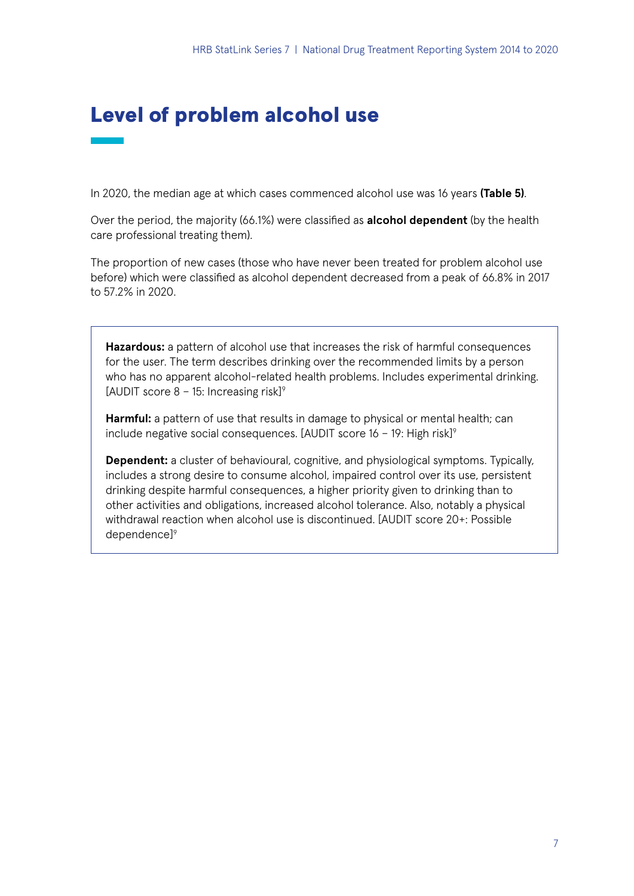# Level of problem alcohol use

In 2020, the median age at which cases commenced alcohol use was 16 years **(Table 5)**.

Over the period, the majority (66.1%) were classified as **alcohol dependent** (by the health care professional treating them).

The proportion of new cases (those who have never been treated for problem alcohol use before) which were classified as alcohol dependent decreased from a peak of 66.8% in 2017 to 57.2% in 2020.

**Hazardous:** a pattern of alcohol use that increases the risk of harmful consequences for the user. The term describes drinking over the recommended limits by a person who has no apparent alcohol-related health problems. Includes experimental drinking. [AUDIT score 8 – 15: Increasing risk][9]

**Harmful:** a pattern of use that results in damage to physical or mental health; can include negative social consequences. [AUDIT score 16 – 19: High risk][9]

**Dependent:** a cluster of behavioural, cognitive, and physiological symptoms. Typically, includes a strong desire to consume alcohol, impaired control over its use, persistent drinking despite harmful consequences, a higher priority given to drinking than to other activities and obligations, increased alcohol tolerance. Also, notably a physical withdrawal reaction when alcohol use is discontinued. [AUDIT score 20+: Possible dependence][9]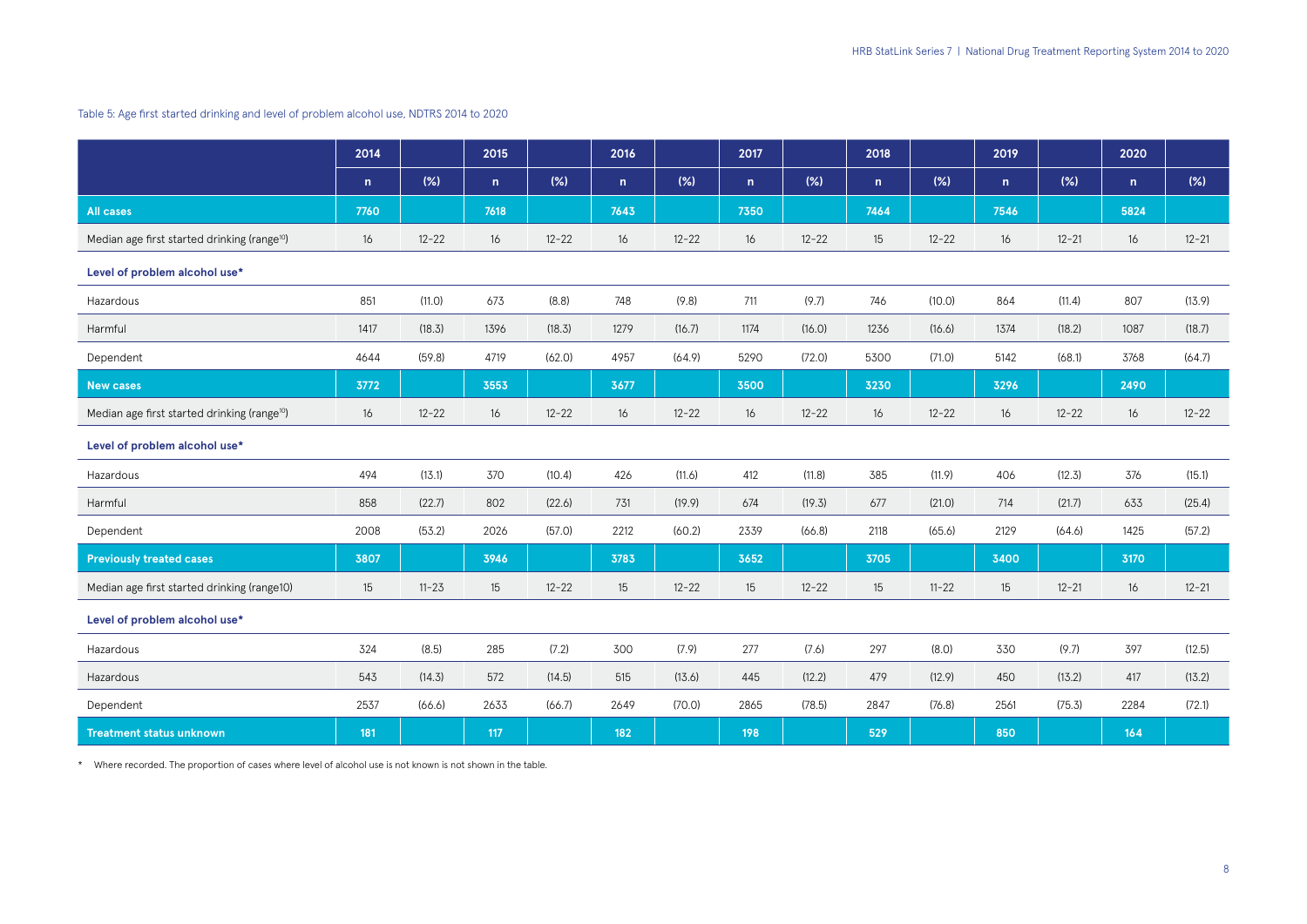Table 5: Age first started drinking and level of problem alcohol use, NDTRS 2014 to 2020

| | 2014 | | 2015 | | 2016 | | 2017 | | 2018 | | 2019 | | 2020 | |
|---|---|---|---|---|---|---|---|---|---|---|---|---|---|---|
| | n | (%) | n | (%) | n | (%) | n | (%) | n | (%) | n | (%) | n | (%) |
| **All cases** | **7760** | | **7618** | | **7643** | | **7350** | | **7464** | | **7546** | | **5824** | |
| Median age first started drinking (range[10]) | 16 | 12–22 | 16 | 12–22 | 16 | 12–22 | 16 | 12–22 | 15 | 12–22 | 16 | 12–21 | 16 | 12–21 |
| **Level of problem alcohol use*** | | | | | | | | | | | | | | |
| Hazardous | 851 | (11.0) | 673 | (8.8) | 748 | (9.8) | 711 | (9.7) | 746 | (10.0) | 864 | (11.4) | 807 | (13.9) |
| Harmful | 1417 | (18.3) | 1396 | (18.3) | 1279 | (16.7) | 1174 | (16.0) | 1236 | (16.6) | 1374 | (18.2) | 1087 | (18.7) |
| Dependent | 4644 | (59.8) | 4719 | (62.0) | 4957 | (64.9) | 5290 | (72.0) | 5300 | (71.0) | 5142 | (68.1) | 3768 | (64.7) |
| **New cases** | **3772** | | **3553** | | **3677** | | **3500** | | **3230** | | **3296** | | **2490** | |
| Median age first started drinking (range[10]) | 16 | 12–22 | 16 | 12–22 | 16 | 12–22 | 16 | 12–22 | 16 | 12–22 | 16 | 12–22 | 16 | 12–22 |
| **Level of problem alcohol use*** | | | | | | | | | | | | | | |
| Hazardous | 494 | (13.1) | 370 | (10.4) | 426 | (11.6) | 412 | (11.8) | 385 | (11.9) | 406 | (12.3) | 376 | (15.1) |
| Harmful | 858 | (22.7) | 802 | (22.6) | 731 | (19.9) | 674 | (19.3) | 677 | (21.0) | 714 | (21.7) | 633 | (25.4) |
| Dependent | 2008 | (53.2) | 2026 | (57.0) | 2212 | (60.2) | 2339 | (66.8) | 2118 | (65.6) | 2129 | (64.6) | 1425 | (57.2) |
| **Previously treated cases** | **3807** | | **3946** | | **3783** | | **3652** | | **3705** | | **3400** | | **3170** | |
| Median age first started drinking (range10) | 15 | 11–23 | 15 | 12–22 | 15 | 12–22 | 15 | 12–22 | 15 | 11–22 | 15 | 12–21 | 16 | 12–21 |
| **Level of problem alcohol use*** | | | | | | | | | | | | | | |
| Hazardous | 324 | (8.5) | 285 | (7.2) | 300 | (7.9) | 277 | (7.6) | 297 | (8.0) | 330 | (9.7) | 397 | (12.5) |
| Hazardous | 543 | (14.3) | 572 | (14.5) | 515 | (13.6) | 445 | (12.2) | 479 | (12.9) | 450 | (13.2) | 417 | (13.2) |
| Dependent | 2537 | (66.6) | 2633 | (66.7) | 2649 | (70.0) | 2865 | (78.5) | 2847 | (76.8) | 2561 | (75.3) | 2284 | (72.1) |
| **Treatment status unknown** | **181** | | **117** | | **182** | | **198** | | **529** | | **850** | | **164** | |

\* Where recorded. The proportion of cases where level of alcohol use is not known is not shown in the table.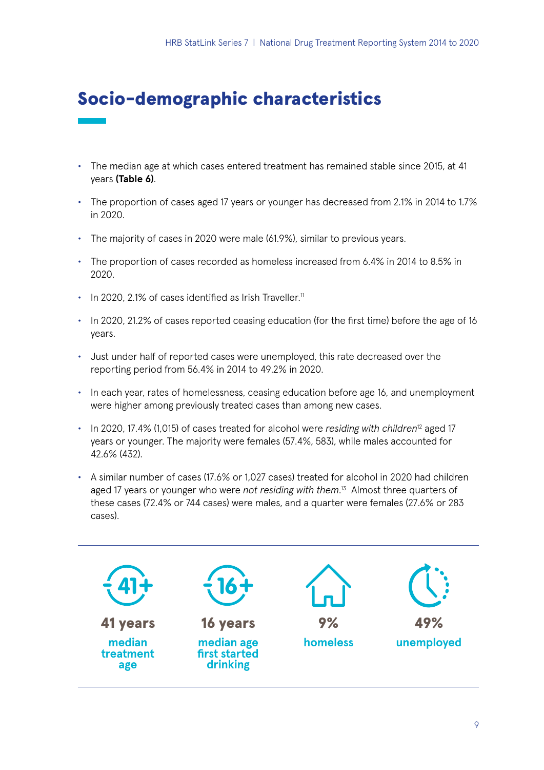# Socio-demographic characteristics

- The median age at which cases entered treatment has remained stable since 2015, at 41 years **(Table 6)**.
- The proportion of cases aged 17 years or younger has decreased from 2.1% in 2014 to 1.7% in 2020.
- The majority of cases in 2020 were male (61.9%), similar to previous years.
- The proportion of cases recorded as homeless increased from 6.4% in 2014 to 8.5% in 2020.
- In 2020, 2.1% of cases identified as Irish Traveller.[11]
- In 2020, 21.2% of cases reported ceasing education (for the first time) before the age of 16 years.
- Just under half of reported cases were unemployed, this rate decreased over the reporting period from 56.4% in 2014 to 49.2% in 2020.
- In each year, rates of homelessness, ceasing education before age 16, and unemployment were higher among previously treated cases than among new cases.
- In 2020, 17.4% (1,015) of cases treated for alcohol were *residing with children*[12] aged 17 years or younger. The majority were females (57.4%, 583), while males accounted for 42.6% (432).
- A similar number of cases (17.6% or 1,027 cases) treated for alcohol in 2020 had children aged 17 years or younger who were *not residing with them*.[13] Almost three quarters of these cases (72.4% or 744 cases) were males, and a quarter were females (27.6% or 283 cases).

**41 years**
median treatment age

**16 years**
median age first started drinking

**9%**
homeless

**49%**
unemployed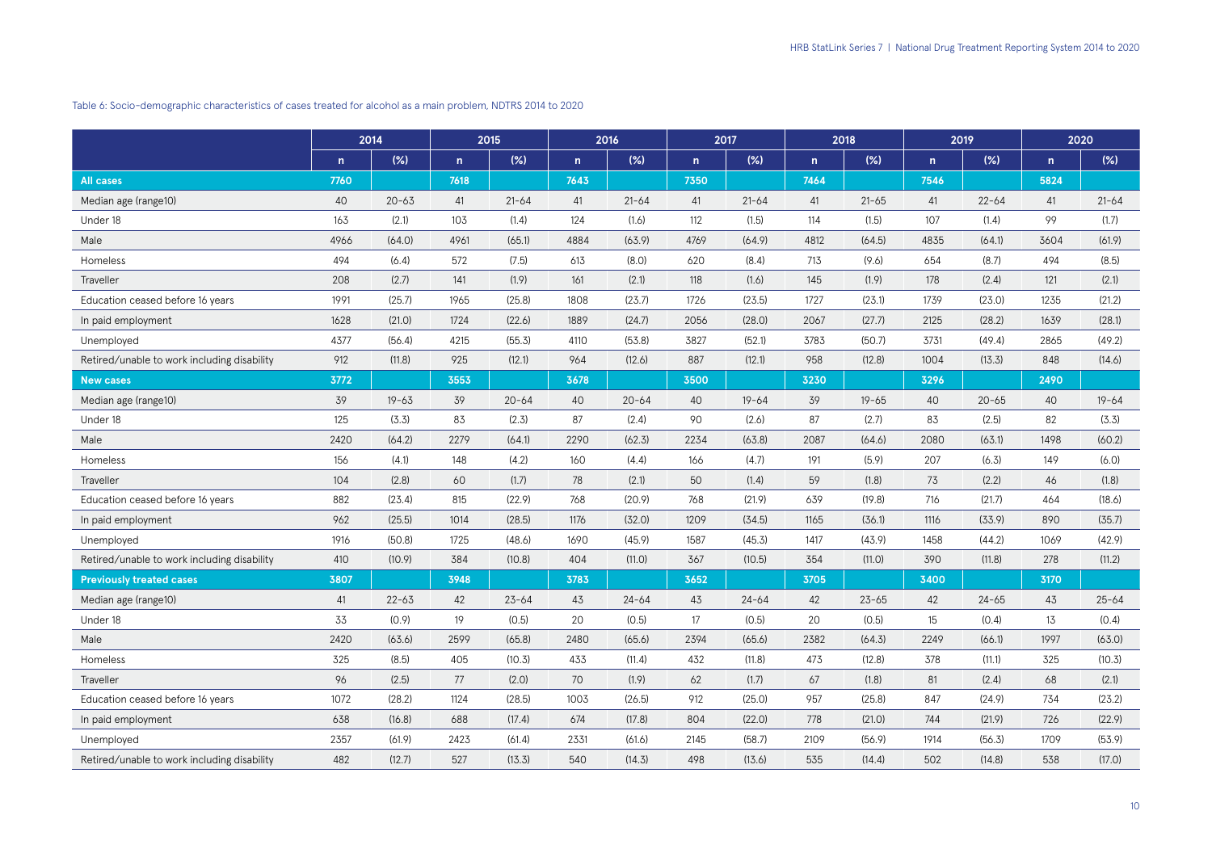Table 6: Socio-demographic characteristics of cases treated for alcohol as a main problem, NDTRS 2014 to 2020

| | 2014 | | 2015 | | 2016 | | 2017 | | 2018 | | 2019 | | 2020 | |
|---|---|---|---|---|---|---|---|---|---|---|---|---|---|---|
| | n | (%) | n | (%) | n | (%) | n | (%) | n | (%) | n | (%) | n | (%) |
| **All cases** | **7760** | | **7618** | | **7643** | | **7350** | | **7464** | | **7546** | | **5824** | |
| Median age (range10) | 40 | 20–63 | 41 | 21–64 | 41 | 21–64 | 41 | 21–64 | 41 | 21–65 | 41 | 22–64 | 41 | 21–64 |
| Under 18 | 163 | (2.1) | 103 | (1.4) | 124 | (1.6) | 112 | (1.5) | 114 | (1.5) | 107 | (1.4) | 99 | (1.7) |
| Male | 4966 | (64.0) | 4961 | (65.1) | 4884 | (63.9) | 4769 | (64.9) | 4812 | (64.5) | 4835 | (64.1) | 3604 | (61.9) |
| Homeless | 494 | (6.4) | 572 | (7.5) | 613 | (8.0) | 620 | (8.4) | 713 | (9.6) | 654 | (8.7) | 494 | (8.5) |
| Traveller | 208 | (2.7) | 141 | (1.9) | 161 | (2.1) | 118 | (1.6) | 145 | (1.9) | 178 | (2.4) | 121 | (2.1) |
| Education ceased before 16 years | 1991 | (25.7) | 1965 | (25.8) | 1808 | (23.7) | 1726 | (23.5) | 1727 | (23.1) | 1739 | (23.0) | 1235 | (21.2) |
| In paid employment | 1628 | (21.0) | 1724 | (22.6) | 1889 | (24.7) | 2056 | (28.0) | 2067 | (27.7) | 2125 | (28.2) | 1639 | (28.1) |
| Unemployed | 4377 | (56.4) | 4215 | (55.3) | 4110 | (53.8) | 3827 | (52.1) | 3783 | (50.7) | 3731 | (49.4) | 2865 | (49.2) |
| Retired/unable to work including disability | 912 | (11.8) | 925 | (12.1) | 964 | (12.6) | 887 | (12.1) | 958 | (12.8) | 1004 | (13.3) | 848 | (14.6) |
| **New cases** | **3772** | | **3553** | | **3678** | | **3500** | | **3230** | | **3296** | | **2490** | |
| Median age (range10) | 39 | 19–63 | 39 | 20–64 | 40 | 20–64 | 40 | 19–64 | 39 | 19–65 | 40 | 20–65 | 40 | 19–64 |
| Under 18 | 125 | (3.3) | 83 | (2.3) | 87 | (2.4) | 90 | (2.6) | 87 | (2.7) | 83 | (2.5) | 82 | (3.3) |
| Male | 2420 | (64.2) | 2279 | (64.1) | 2290 | (62.3) | 2234 | (63.8) | 2087 | (64.6) | 2080 | (63.1) | 1498 | (60.2) |
| Homeless | 156 | (4.1) | 148 | (4.2) | 160 | (4.4) | 166 | (4.7) | 191 | (5.9) | 207 | (6.3) | 149 | (6.0) |
| Traveller | 104 | (2.8) | 60 | (1.7) | 78 | (2.1) | 50 | (1.4) | 59 | (1.8) | 73 | (2.2) | 46 | (1.8) |
| Education ceased before 16 years | 882 | (23.4) | 815 | (22.9) | 768 | (20.9) | 768 | (21.9) | 639 | (19.8) | 716 | (21.7) | 464 | (18.6) |
| In paid employment | 962 | (25.5) | 1014 | (28.5) | 1176 | (32.0) | 1209 | (34.5) | 1165 | (36.1) | 1116 | (33.9) | 890 | (35.7) |
| Unemployed | 1916 | (50.8) | 1725 | (48.6) | 1690 | (45.9) | 1587 | (45.3) | 1417 | (43.9) | 1458 | (44.2) | 1069 | (42.9) |
| Retired/unable to work including disability | 410 | (10.9) | 384 | (10.8) | 404 | (11.0) | 367 | (10.5) | 354 | (11.0) | 390 | (11.8) | 278 | (11.2) |
| **Previously treated cases** | **3807** | | **3948** | | **3783** | | **3652** | | **3705** | | **3400** | | **3170** | |
| Median age (range10) | 41 | 22–63 | 42 | 23–64 | 43 | 24–64 | 43 | 24–64 | 42 | 23–65 | 42 | 24–65 | 43 | 25–64 |
| Under 18 | 33 | (0.9) | 19 | (0.5) | 20 | (0.5) | 17 | (0.5) | 20 | (0.5) | 15 | (0.4) | 13 | (0.4) |
| Male | 2420 | (63.6) | 2599 | (65.8) | 2480 | (65.6) | 2394 | (65.6) | 2382 | (64.3) | 2249 | (66.1) | 1997 | (63.0) |
| Homeless | 325 | (8.5) | 405 | (10.3) | 433 | (11.4) | 432 | (11.8) | 473 | (12.8) | 378 | (11.1) | 325 | (10.3) |
| Traveller | 96 | (2.5) | 77 | (2.0) | 70 | (1.9) | 62 | (1.7) | 67 | (1.8) | 81 | (2.4) | 68 | (2.1) |
| Education ceased before 16 years | 1072 | (28.2) | 1124 | (28.5) | 1003 | (26.5) | 912 | (25.0) | 957 | (25.8) | 847 | (24.9) | 734 | (23.2) |
| In paid employment | 638 | (16.8) | 688 | (17.4) | 674 | (17.8) | 804 | (22.0) | 778 | (21.0) | 744 | (21.9) | 726 | (22.9) |
| Unemployed | 2357 | (61.9) | 2423 | (61.4) | 2331 | (61.6) | 2145 | (58.7) | 2109 | (56.9) | 1914 | (56.3) | 1709 | (53.9) |
| Retired/unable to work including disability | 482 | (12.7) | 527 | (13.3) | 540 | (14.3) | 498 | (13.6) | 535 | (14.4) | 502 | (14.8) | 538 | (17.0) |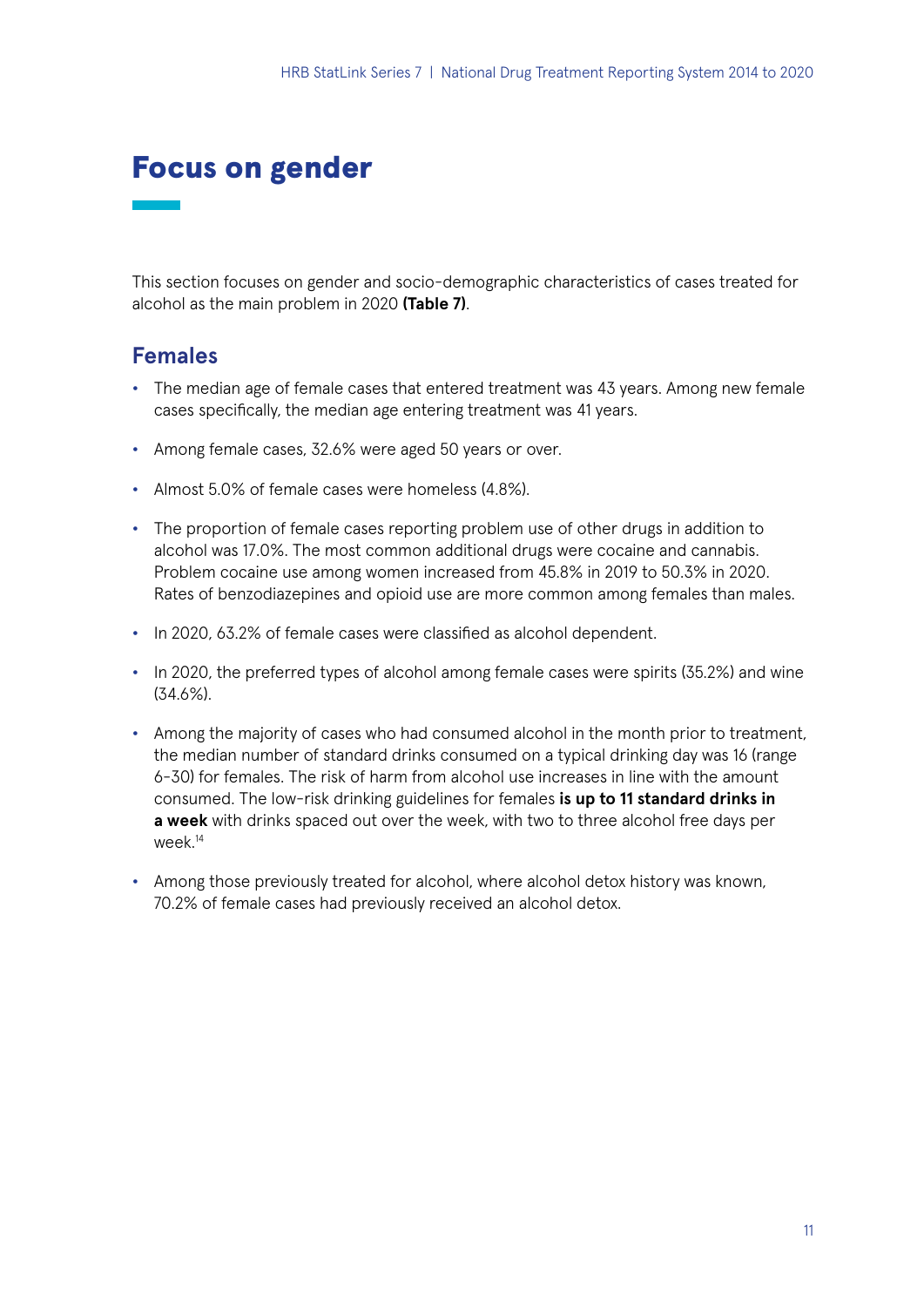# Focus on gender

This section focuses on gender and socio-demographic characteristics of cases treated for alcohol as the main problem in 2020 **(Table 7)**.

## Females

- The median age of female cases that entered treatment was 43 years. Among new female cases specifically, the median age entering treatment was 41 years.
- Among female cases, 32.6% were aged 50 years or over.
- Almost 5.0% of female cases were homeless (4.8%).
- The proportion of female cases reporting problem use of other drugs in addition to alcohol was 17.0%. The most common additional drugs were cocaine and cannabis. Problem cocaine use among women increased from 45.8% in 2019 to 50.3% in 2020. Rates of benzodiazepines and opioid use are more common among females than males.
- In 2020, 63.2% of female cases were classified as alcohol dependent.
- In 2020, the preferred types of alcohol among female cases were spirits (35.2%) and wine (34.6%).
- Among the majority of cases who had consumed alcohol in the month prior to treatment, the median number of standard drinks consumed on a typical drinking day was 16 (range 6–30) for females. The risk of harm from alcohol use increases in line with the amount consumed. The low-risk drinking guidelines for females **is up to 11 standard drinks in a week** with drinks spaced out over the week, with two to three alcohol free days per week.[14]
- Among those previously treated for alcohol, where alcohol detox history was known, 70.2% of female cases had previously received an alcohol detox.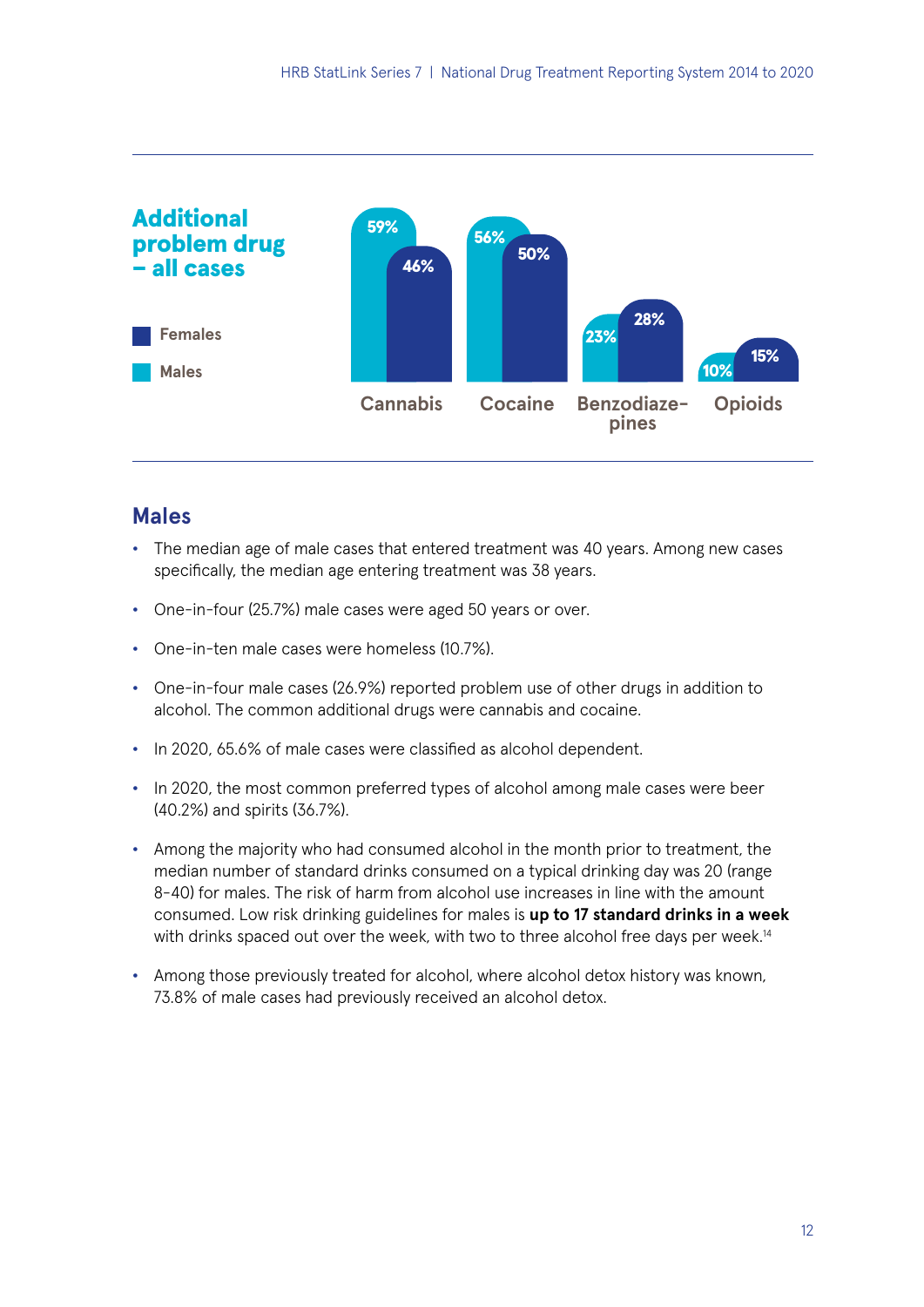## Additional problem drug – all cases

| | Females | Males |
|---|---|---|
| Cannabis | 46% | 59% |
| Cocaine | 50% | 56% |
| Benzodiazepines | 28% | 23% |
| Opioids | 15% | 10% |

## Males

- The median age of male cases that entered treatment was 40 years. Among new cases specifically, the median age entering treatment was 38 years.
- One-in-four (25.7%) male cases were aged 50 years or over.
- One-in-ten male cases were homeless (10.7%).
- One-in-four male cases (26.9%) reported problem use of other drugs in addition to alcohol. The common additional drugs were cannabis and cocaine.
- In 2020, 65.6% of male cases were classified as alcohol dependent.
- In 2020, the most common preferred types of alcohol among male cases were beer (40.2%) and spirits (36.7%).
- Among the majority who had consumed alcohol in the month prior to treatment, the median number of standard drinks consumed on a typical drinking day was 20 (range 8-40) for males. The risk of harm from alcohol use increases in line with the amount consumed. Low risk drinking guidelines for males is **up to 17 standard drinks in a week** with drinks spaced out over the week, with two to three alcohol free days per week.[14]
- Among those previously treated for alcohol, where alcohol detox history was known, 73.8% of male cases had previously received an alcohol detox.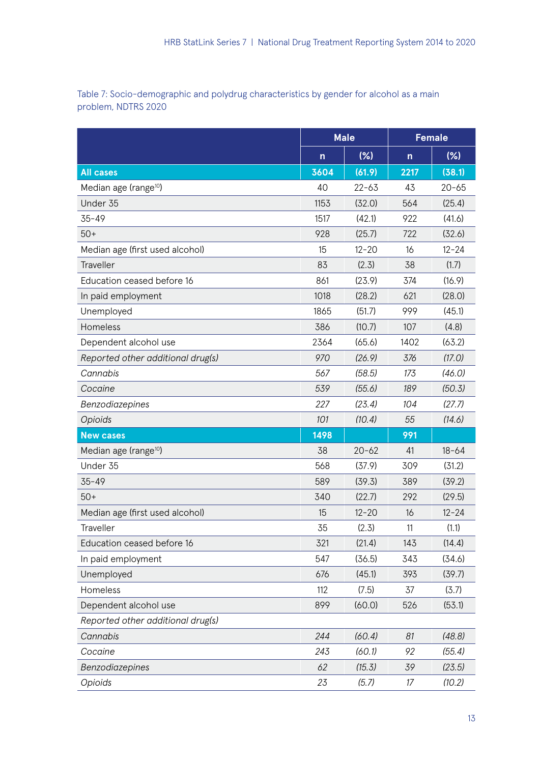Table 7: Socio-demographic and polydrug characteristics by gender for alcohol as a main problem, NDTRS 2020

| | Male | | Female | |
|---|---|---|---|---|
| | n | (%) | n | (%) |
| **All cases** | **3604** | **(61.9)** | **2217** | **(38.1)** |
| Median age (range[10]) | 40 | 22-63 | 43 | 20-65 |
| Under 35 | 1153 | (32.0) | 564 | (25.4) |
| 35-49 | 1517 | (42.1) | 922 | (41.6) |
| 50+ | 928 | (25.7) | 722 | (32.6) |
| Median age (first used alcohol) | 15 | 12-20 | 16 | 12-24 |
| Traveller | 83 | (2.3) | 38 | (1.7) |
| Education ceased before 16 | 861 | (23.9) | 374 | (16.9) |
| In paid employment | 1018 | (28.2) | 621 | (28.0) |
| Unemployed | 1865 | (51.7) | 999 | (45.1) |
| Homeless | 386 | (10.7) | 107 | (4.8) |
| Dependent alcohol use | 2364 | (65.6) | 1402 | (63.2) |
| *Reported other additional drug(s)* | *970* | *(26.9)* | *376* | *(17.0)* |
| *Cannabis* | *567* | *(58.5)* | *173* | *(46.0)* |
| *Cocaine* | *539* | *(55.6)* | *189* | *(50.3)* |
| *Benzodiazepines* | *227* | *(23.4)* | *104* | *(27.7)* |
| *Opioids* | *101* | *(10.4)* | *55* | *(14.6)* |
| **New cases** | **1498** | | **991** | |
| Median age (range[10]) | 38 | 20-62 | 41 | 18-64 |
| Under 35 | 568 | (37.9) | 309 | (31.2) |
| 35-49 | 589 | (39.3) | 389 | (39.2) |
| 50+ | 340 | (22.7) | 292 | (29.5) |
| Median age (first used alcohol) | 15 | 12-20 | 16 | 12-24 |
| Traveller | 35 | (2.3) | 11 | (1.1) |
| Education ceased before 16 | 321 | (21.4) | 143 | (14.4) |
| In paid employment | 547 | (36.5) | 343 | (34.6) |
| Unemployed | 676 | (45.1) | 393 | (39.7) |
| Homeless | 112 | (7.5) | 37 | (3.7) |
| Dependent alcohol use | 899 | (60.0) | 526 | (53.1) |
| *Reported other additional drug(s)* | | | | |
| *Cannabis* | *244* | *(60.4)* | *81* | *(48.8)* |
| *Cocaine* | *243* | *(60.1)* | *92* | *(55.4)* |
| *Benzodiazepines* | *62* | *(15.3)* | *39* | *(23.5)* |
| *Opioids* | *23* | *(5.7)* | *17* | *(10.2)* |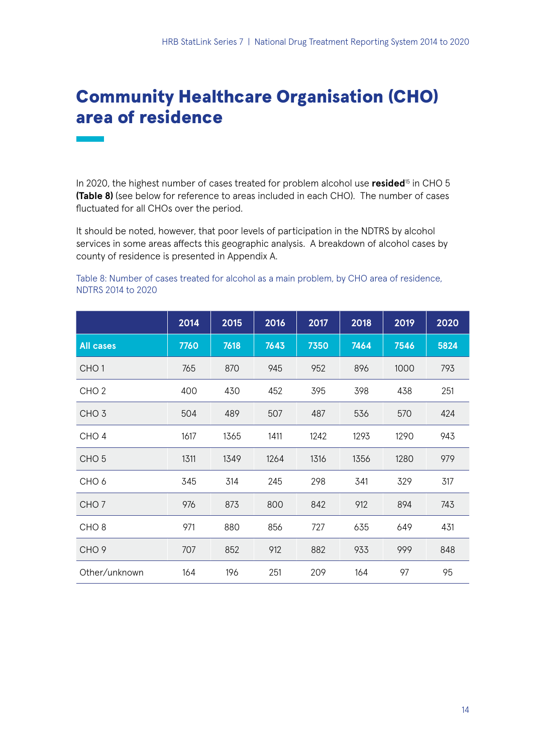# Community Healthcare Organisation (CHO) area of residence

In 2020, the highest number of cases treated for problem alcohol use **resided**[15] in CHO 5 **(Table 8)** (see below for reference to areas included in each CHO). The number of cases fluctuated for all CHOs over the period.

It should be noted, however, that poor levels of participation in the NDTRS by alcohol services in some areas affects this geographic analysis. A breakdown of alcohol cases by county of residence is presented in Appendix A.

Table 8: Number of cases treated for alcohol as a main problem, by CHO area of residence, NDTRS 2014 to 2020

| | 2014 | 2015 | 2016 | 2017 | 2018 | 2019 | 2020 |
|---|---|---|---|---|---|---|---|
| **All cases** | **7760** | **7618** | **7643** | **7350** | **7464** | **7546** | **5824** |
| CHO 1 | 765 | 870 | 945 | 952 | 896 | 1000 | 793 |
| CHO 2 | 400 | 430 | 452 | 395 | 398 | 438 | 251 |
| CHO 3 | 504 | 489 | 507 | 487 | 536 | 570 | 424 |
| CHO 4 | 1617 | 1365 | 1411 | 1242 | 1293 | 1290 | 943 |
| CHO 5 | 1311 | 1349 | 1264 | 1316 | 1356 | 1280 | 979 |
| CHO 6 | 345 | 314 | 245 | 298 | 341 | 329 | 317 |
| CHO 7 | 976 | 873 | 800 | 842 | 912 | 894 | 743 |
| CHO 8 | 971 | 880 | 856 | 727 | 635 | 649 | 431 |
| CHO 9 | 707 | 852 | 912 | 882 | 933 | 999 | 848 |
| Other/unknown | 164 | 196 | 251 | 209 | 164 | 97 | 95 |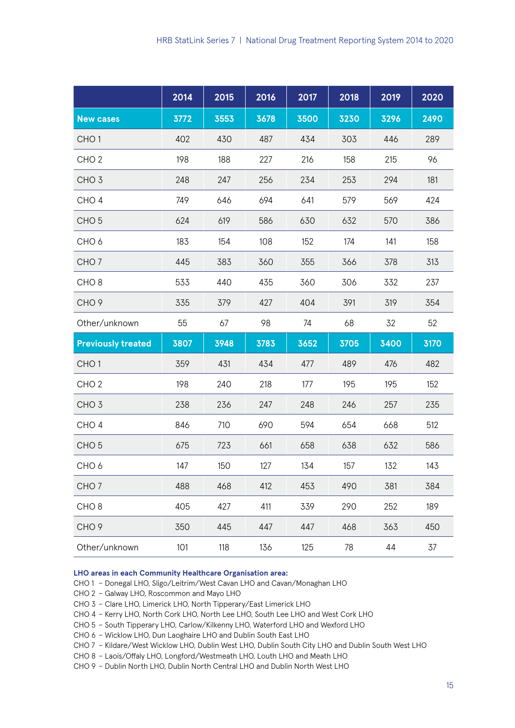| | 2014 | 2015 | 2016 | 2017 | 2018 | 2019 | 2020 |
|---|---|---|---|---|---|---|---|
| **New cases** | **3772** | **3553** | **3678** | **3500** | **3230** | **3296** | **2490** |
| CHO 1 | 402 | 430 | 487 | 434 | 303 | 446 | 289 |
| CHO 2 | 198 | 188 | 227 | 216 | 158 | 215 | 96 |
| CHO 3 | 248 | 247 | 256 | 234 | 253 | 294 | 181 |
| CHO 4 | 749 | 646 | 694 | 641 | 579 | 569 | 424 |
| CHO 5 | 624 | 619 | 586 | 630 | 632 | 570 | 386 |
| CHO 6 | 183 | 154 | 108 | 152 | 174 | 141 | 158 |
| CHO 7 | 445 | 383 | 360 | 355 | 366 | 378 | 313 |
| CHO 8 | 533 | 440 | 435 | 360 | 306 | 332 | 237 |
| CHO 9 | 335 | 379 | 427 | 404 | 391 | 319 | 354 |
| Other/unknown | 55 | 67 | 98 | 74 | 68 | 32 | 52 |
| **Previously treated** | **3807** | **3948** | **3783** | **3652** | **3705** | **3400** | **3170** |
| CHO 1 | 359 | 431 | 434 | 477 | 489 | 476 | 482 |
| CHO 2 | 198 | 240 | 218 | 177 | 195 | 195 | 152 |
| CHO 3 | 238 | 236 | 247 | 248 | 246 | 257 | 235 |
| CHO 4 | 846 | 710 | 690 | 594 | 654 | 668 | 512 |
| CHO 5 | 675 | 723 | 661 | 658 | 638 | 632 | 586 |
| CHO 6 | 147 | 150 | 127 | 134 | 157 | 132 | 143 |
| CHO 7 | 488 | 468 | 412 | 453 | 490 | 381 | 384 |
| CHO 8 | 405 | 427 | 411 | 339 | 290 | 252 | 189 |
| CHO 9 | 350 | 445 | 447 | 447 | 468 | 363 | 450 |
| Other/unknown | 101 | 118 | 136 | 125 | 78 | 44 | 37 |

**LHO areas in each Community Healthcare Organisation area:**

CHO 1 – Donegal LHO, Sligo/Leitrim/West Cavan LHO and Cavan/Monaghan LHO
CHO 2 – Galway LHO, Roscommon and Mayo LHO
CHO 3 – Clare LHO, Limerick LHO, North Tipperary/East Limerick LHO
CHO 4 – Kerry LHO, North Cork LHO, North Lee LHO, South Lee LHO and West Cork LHO
CHO 5 – South Tipperary LHO, Carlow/Kilkenny LHO, Waterford LHO and Wexford LHO
CHO 6 – Wicklow LHO, Dun Laoghaire LHO and Dublin South East LHO
CHO 7 – Kildare/West Wicklow LHO, Dublin West LHO, Dublin South City LHO and Dublin South West LHO
CHO 8 – Laois/Offaly LHO, Longford/Westmeath LHO, Louth LHO and Meath LHO
CHO 9 – Dublin North LHO, Dublin North Central LHO and Dublin North West LHO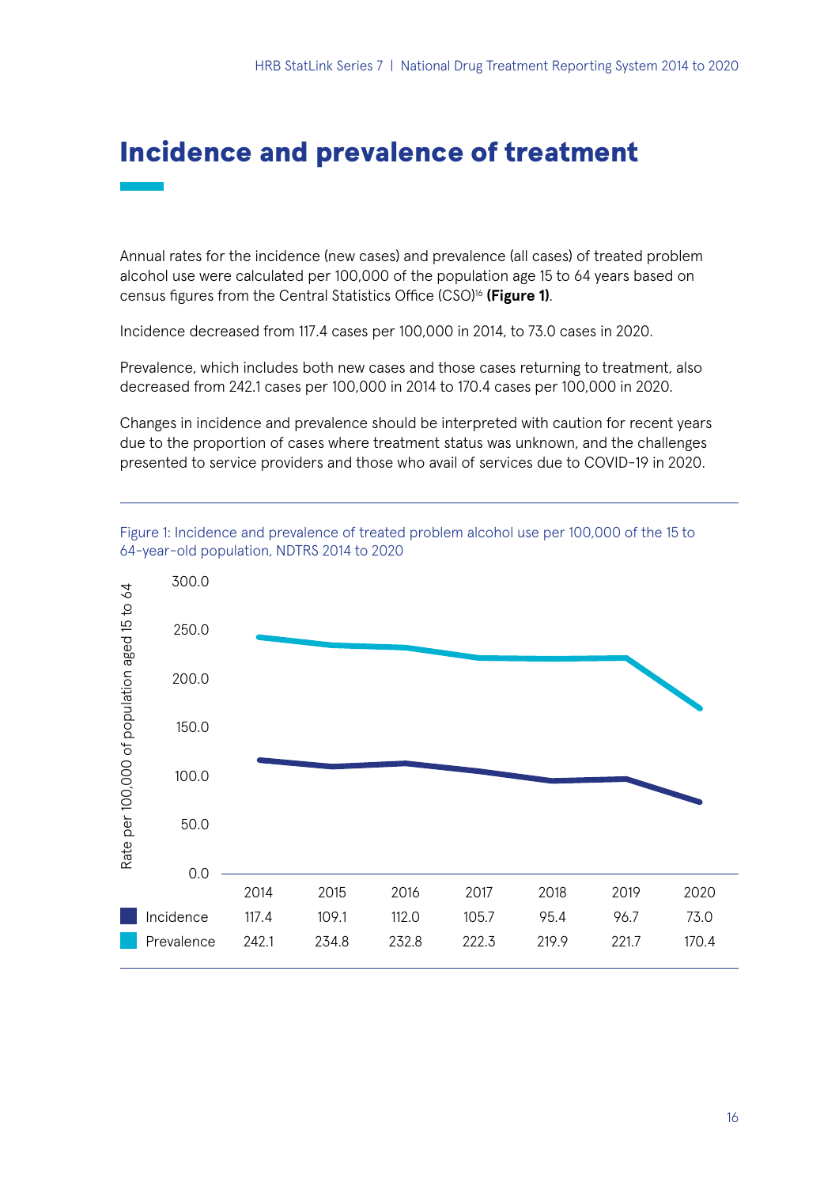# Incidence and prevalence of treatment

Annual rates for the incidence (new cases) and prevalence (all cases) of treated problem alcohol use were calculated per 100,000 of the population age 15 to 64 years based on census figures from the Central Statistics Office (CSO)[16] **(Figure 1)**.

Incidence decreased from 117.4 cases per 100,000 in 2014, to 73.0 cases in 2020.

Prevalence, which includes both new cases and those cases returning to treatment, also decreased from 242.1 cases per 100,000 in 2014 to 170.4 cases per 100,000 in 2020.

Changes in incidence and prevalence should be interpreted with caution for recent years due to the proportion of cases where treatment status was unknown, and the challenges presented to service providers and those who avail of services due to COVID-19 in 2020.

Figure 1: Incidence and prevalence of treated problem alcohol use per 100,000 of the 15 to 64-year-old population, NDTRS 2014 to 2020

| | 2014 | 2015 | 2016 | 2017 | 2018 | 2019 | 2020 |
|---|---|---|---|---|---|---|---|
| Incidence | 117.4 | 109.1 | 112.0 | 105.7 | 95.4 | 96.7 | 73.0 |
| Prevalence | 242.1 | 234.8 | 232.8 | 222.3 | 219.9 | 221.7 | 170.4 |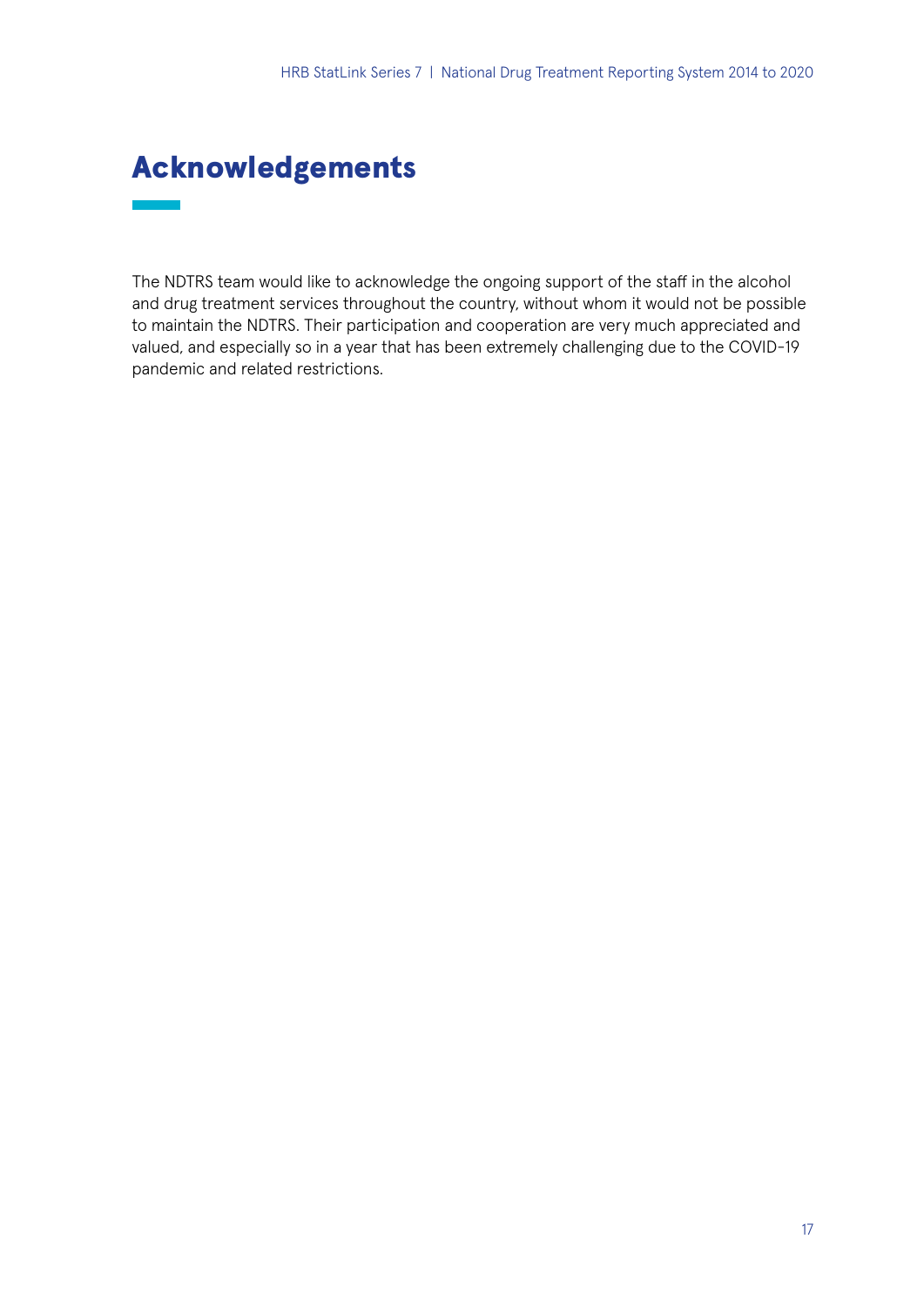# Acknowledgements

The NDTRS team would like to acknowledge the ongoing support of the staff in the alcohol and drug treatment services throughout the country, without whom it would not be possible to maintain the NDTRS. Their participation and cooperation are very much appreciated and valued, and especially so in a year that has been extremely challenging due to the COVID-19 pandemic and related restrictions.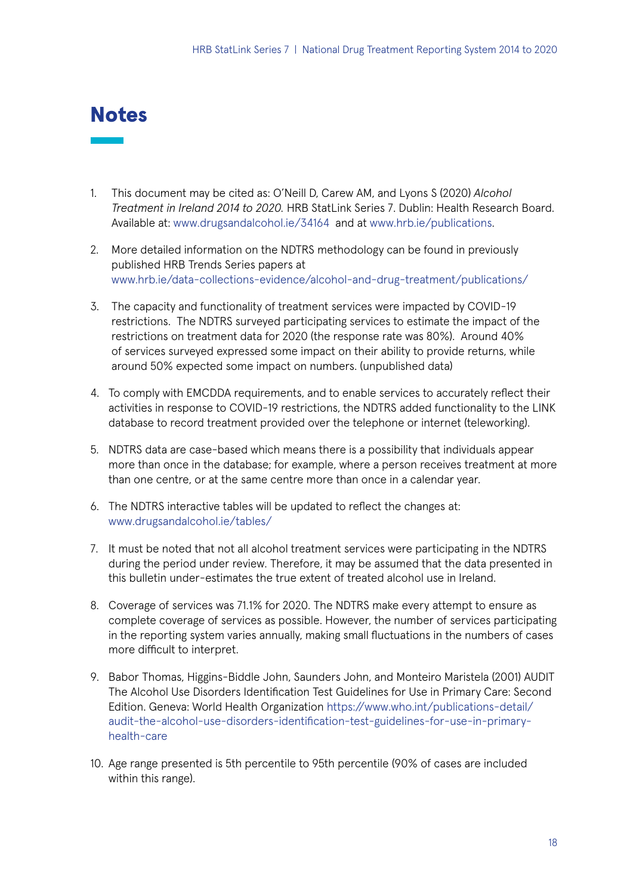# Notes

1. This document may be cited as: O'Neill D, Carew AM, and Lyons S (2020) *Alcohol Treatment in Ireland 2014 to 2020.* HRB StatLink Series 7. Dublin: Health Research Board. Available at: www.drugsandalcohol.ie/34164 and at www.hrb.ie/publications.

2. More detailed information on the NDTRS methodology can be found in previously published HRB Trends Series papers at www.hrb.ie/data-collections-evidence/alcohol-and-drug-treatment/publications/

3. The capacity and functionality of treatment services were impacted by COVID-19 restrictions. The NDTRS surveyed participating services to estimate the impact of the restrictions on treatment data for 2020 (the response rate was 80%). Around 40% of services surveyed expressed some impact on their ability to provide returns, while around 50% expected some impact on numbers. (unpublished data)

4. To comply with EMCDDA requirements, and to enable services to accurately reflect their activities in response to COVID-19 restrictions, the NDTRS added functionality to the LINK database to record treatment provided over the telephone or internet (teleworking).

5. NDTRS data are case-based which means there is a possibility that individuals appear more than once in the database; for example, where a person receives treatment at more than one centre, or at the same centre more than once in a calendar year.

6. The NDTRS interactive tables will be updated to reflect the changes at: www.drugsandalcohol.ie/tables/

7. It must be noted that not all alcohol treatment services were participating in the NDTRS during the period under review. Therefore, it may be assumed that the data presented in this bulletin under-estimates the true extent of treated alcohol use in Ireland.

8. Coverage of services was 71.1% for 2020. The NDTRS make every attempt to ensure as complete coverage of services as possible. However, the number of services participating in the reporting system varies annually, making small fluctuations in the numbers of cases more difficult to interpret.

9. Babor Thomas, Higgins-Biddle John, Saunders John, and Monteiro Maristela (2001) AUDIT The Alcohol Use Disorders Identification Test Guidelines for Use in Primary Care: Second Edition. Geneva: World Health Organization https://www.who.int/publications-detail/audit-the-alcohol-use-disorders-identification-test-guidelines-for-use-in-primary-health-care

10. Age range presented is 5th percentile to 95th percentile (90% of cases are included within this range).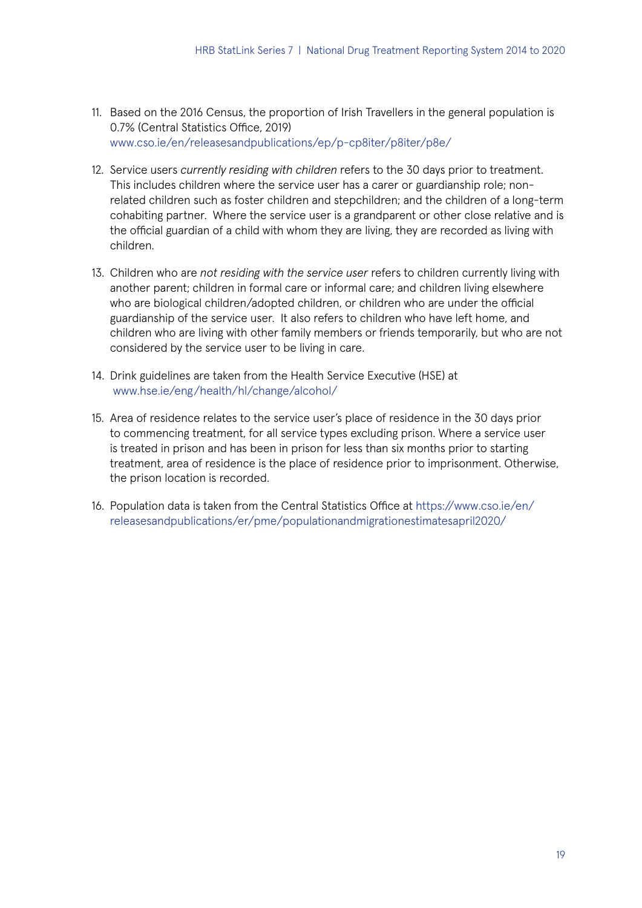11. Based on the 2016 Census, the proportion of Irish Travellers in the general population is 0.7% (Central Statistics Office, 2019) www.cso.ie/en/releasesandpublications/ep/p-cp8iter/p8iter/p8e/

12. Service users *currently residing with children* refers to the 30 days prior to treatment. This includes children where the service user has a carer or guardianship role; non-related children such as foster children and stepchildren; and the children of a long-term cohabiting partner. Where the service user is a grandparent or other close relative and is the official guardian of a child with whom they are living, they are recorded as living with children.

13. Children who are *not residing with the service user* refers to children currently living with another parent; children in formal care or informal care; and children living elsewhere who are biological children/adopted children, or children who are under the official guardianship of the service user. It also refers to children who have left home, and children who are living with other family members or friends temporarily, but who are not considered by the service user to be living in care.

14. Drink guidelines are taken from the Health Service Executive (HSE) at www.hse.ie/eng/health/hl/change/alcohol/

15. Area of residence relates to the service user's place of residence in the 30 days prior to commencing treatment, for all service types excluding prison. Where a service user is treated in prison and has been in prison for less than six months prior to starting treatment, area of residence is the place of residence prior to imprisonment. Otherwise, the prison location is recorded.

16. Population data is taken from the Central Statistics Office at https://www.cso.ie/en/releasesandpublications/er/pme/populationandmigrationestimatesapril2020/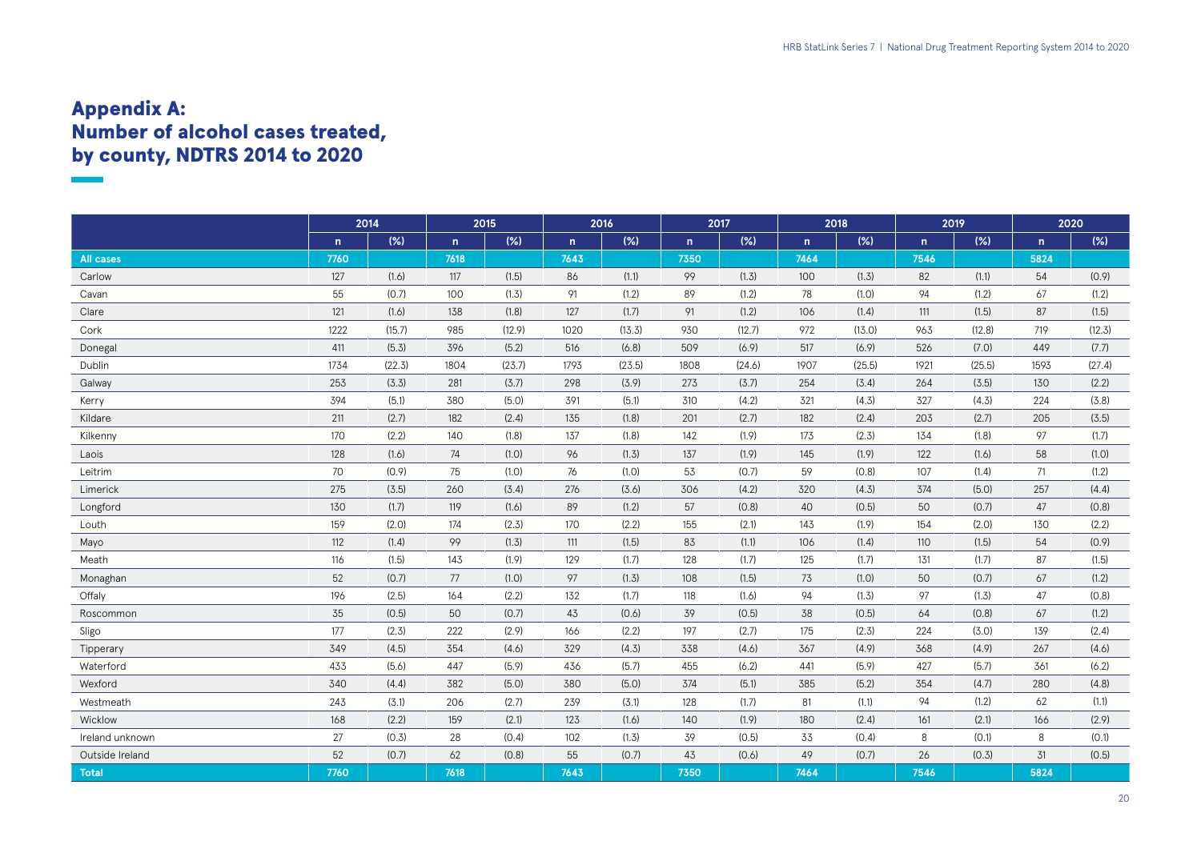# Appendix A: Number of alcohol cases treated, by county, NDTRS 2014 to 2020

| | 2014 | | 2015 | | 2016 | | 2017 | | 2018 | | 2019 | | 2020 | |
|---|---|---|---|---|---|---|---|---|---|---|---|---|---|---|
| | n | (%) | n | (%) | n | (%) | n | (%) | n | (%) | n | (%) | n | (%) |
| **All cases** | **7760** | | **7618** | | **7643** | | **7350** | | **7464** | | **7546** | | **5824** | |
| Carlow | 127 | (1.6) | 117 | (1.5) | 86 | (1.1) | 99 | (1.3) | 100 | (1.3) | 82 | (1.1) | 54 | (0.9) |
| Cavan | 55 | (0.7) | 100 | (1.3) | 91 | (1.2) | 89 | (1.2) | 78 | (1.0) | 94 | (1.2) | 67 | (1.2) |
| Clare | 121 | (1.6) | 138 | (1.8) | 127 | (1.7) | 91 | (1.2) | 106 | (1.4) | 111 | (1.5) | 87 | (1.5) |
| Cork | 1222 | (15.7) | 985 | (12.9) | 1020 | (13.3) | 930 | (12.7) | 972 | (13.0) | 963 | (12.8) | 719 | (12.3) |
| Donegal | 411 | (5.3) | 396 | (5.2) | 516 | (6.8) | 509 | (6.9) | 517 | (6.9) | 526 | (7.0) | 449 | (7.7) |
| Dublin | 1734 | (22.3) | 1804 | (23.7) | 1793 | (23.5) | 1808 | (24.6) | 1907 | (25.5) | 1921 | (25.5) | 1593 | (27.4) |
| Galway | 253 | (3.3) | 281 | (3.7) | 298 | (3.9) | 273 | (3.7) | 254 | (3.4) | 264 | (3.5) | 130 | (2.2) |
| Kerry | 394 | (5.1) | 380 | (5.0) | 391 | (5.1) | 310 | (4.2) | 321 | (4.3) | 327 | (4.3) | 224 | (3.8) |
| Kildare | 211 | (2.7) | 182 | (2.4) | 135 | (1.8) | 201 | (2.7) | 182 | (2.4) | 203 | (2.7) | 205 | (3.5) |
| Kilkenny | 170 | (2.2) | 140 | (1.8) | 137 | (1.8) | 142 | (1.9) | 173 | (2.3) | 134 | (1.8) | 97 | (1.7) |
| Laois | 128 | (1.6) | 74 | (1.0) | 96 | (1.3) | 137 | (1.9) | 145 | (1.9) | 122 | (1.6) | 58 | (1.0) |
| Leitrim | 70 | (0.9) | 75 | (1.0) | 76 | (1.0) | 53 | (0.7) | 59 | (0.8) | 107 | (1.4) | 71 | (1.2) |
| Limerick | 275 | (3.5) | 260 | (3.4) | 276 | (3.6) | 306 | (4.2) | 320 | (4.3) | 374 | (5.0) | 257 | (4.4) |
| Longford | 130 | (1.7) | 119 | (1.6) | 89 | (1.2) | 57 | (0.8) | 40 | (0.5) | 50 | (0.7) | 47 | (0.8) |
| Louth | 159 | (2.0) | 174 | (2.3) | 170 | (2.2) | 155 | (2.1) | 143 | (1.9) | 154 | (2.0) | 130 | (2.2) |
| Mayo | 112 | (1.4) | 99 | (1.3) | 111 | (1.5) | 83 | (1.1) | 106 | (1.4) | 110 | (1.5) | 54 | (0.9) |
| Meath | 116 | (1.5) | 143 | (1.9) | 129 | (1.7) | 128 | (1.7) | 125 | (1.7) | 131 | (1.7) | 87 | (1.5) |
| Monaghan | 52 | (0.7) | 77 | (1.0) | 97 | (1.3) | 108 | (1.5) | 73 | (1.0) | 50 | (0.7) | 67 | (1.2) |
| Offaly | 196 | (2.5) | 164 | (2.2) | 132 | (1.7) | 118 | (1.6) | 94 | (1.3) | 97 | (1.3) | 47 | (0.8) |
| Roscommon | 35 | (0.5) | 50 | (0.7) | 43 | (0.6) | 39 | (0.5) | 38 | (0.5) | 64 | (0.8) | 67 | (1.2) |
| Sligo | 177 | (2.3) | 222 | (2.9) | 166 | (2.2) | 197 | (2.7) | 175 | (2.3) | 224 | (3.0) | 139 | (2.4) |
| Tipperary | 349 | (4.5) | 354 | (4.6) | 329 | (4.3) | 338 | (4.6) | 367 | (4.9) | 368 | (4.9) | 267 | (4.6) |
| Waterford | 433 | (5.6) | 447 | (5.9) | 436 | (5.7) | 455 | (6.2) | 441 | (5.9) | 427 | (5.7) | 361 | (6.2) |
| Wexford | 340 | (4.4) | 382 | (5.0) | 380 | (5.0) | 374 | (5.1) | 385 | (5.2) | 354 | (4.7) | 280 | (4.8) |
| Westmeath | 243 | (3.1) | 206 | (2.7) | 239 | (3.1) | 128 | (1.7) | 81 | (1.1) | 94 | (1.2) | 62 | (1.1) |
| Wicklow | 168 | (2.2) | 159 | (2.1) | 123 | (1.6) | 140 | (1.9) | 180 | (2.4) | 161 | (2.1) | 166 | (2.9) |
| Ireland unknown | 27 | (0.3) | 28 | (0.4) | 102 | (1.3) | 39 | (0.5) | 33 | (0.4) | 8 | (0.1) | 8 | (0.1) |
| Outside Ireland | 52 | (0.7) | 62 | (0.8) | 55 | (0.7) | 43 | (0.6) | 49 | (0.7) | 26 | (0.3) | 31 | (0.5) |
| **Total** | **7760** | | **7618** | | **7643** | | **7350** | | **7464** | | **7546** | | **5824** | |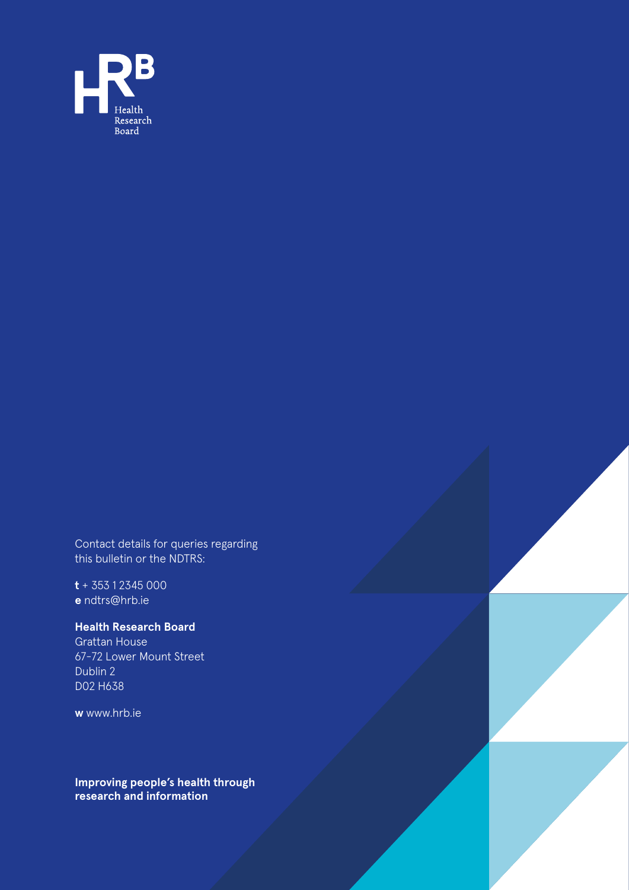Health Research Board

Contact details for queries regarding this bulletin or the NDTRS:

**t** + 353 1 2345 000
**e** ndtrs@hrb.ie

**Health Research Board**
Grattan House
67-72 Lower Mount Street
Dublin 2
D02 H638

**w** www.hrb.ie

**Improving people's health through research and information**